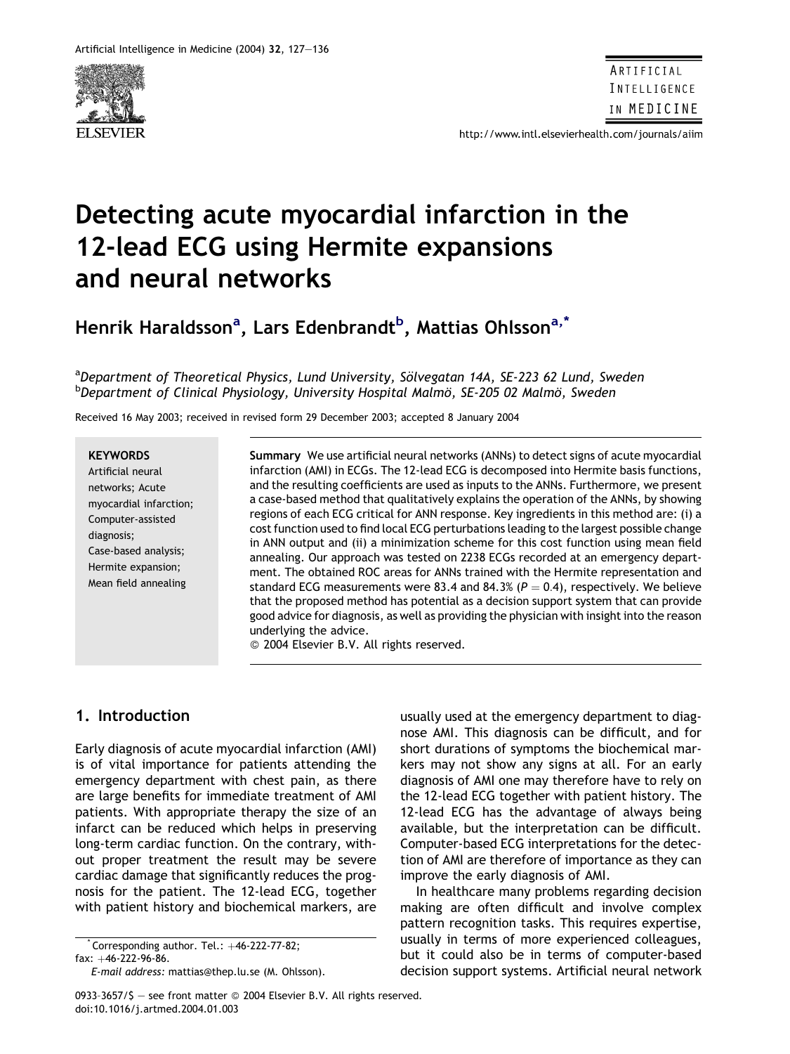# Detecting acute myocardial infarction in the 12-lead ECG using Hermite expansions and neural networks

**Henrik Haraldsson[a], Lars Edenbrandt[b], Mattias Ohlsson[a,*]**

[a]*Department of Theoretical Physics, Lund University, Sölvegatan 14A, SE-223 62 Lund, Sweden*
[b]*Department of Clinical Physiology, University Hospital Malmö, SE-205 02 Malmö, Sweden*

Received 16 May 2003; received in revised form 29 December 2003; accepted 8 January 2004

**KEYWORDS**
Artificial neural networks; Acute myocardial infarction; Computer-assisted diagnosis; Case-based analysis; Hermite expansion; Mean field annealing

**Summary** We use artificial neural networks (ANNs) to detect signs of acute myocardial infarction (AMI) in ECGs. The 12-lead ECG is decomposed into Hermite basis functions, and the resulting coefficients are used as inputs to the ANNs. Furthermore, we present a case-based method that qualitatively explains the operation of the ANNs, by showing regions of each ECG critical for ANN response. Key ingredients in this method are: (i) a cost function used to find local ECG perturbations leading to the largest possible change in ANN output and (ii) a minimization scheme for this cost function using mean field annealing. Our approach was tested on 2238 ECGs recorded at an emergency department. The obtained ROC areas for ANNs trained with the Hermite representation and standard ECG measurements were 83.4 and 84.3% ($P = 0.4$), respectively. We believe that the proposed method has potential as a decision support system that can provide good advice for diagnosis, as well as providing the physician with insight into the reason underlying the advice.
© 2004 Elsevier B.V. All rights reserved.

## 1. Introduction

Early diagnosis of acute myocardial infarction (AMI) is of vital importance for patients attending the emergency department with chest pain, as there are large benefits for immediate treatment of AMI patients. With appropriate therapy the size of an infarct can be reduced which helps in preserving long-term cardiac function. On the contrary, without proper treatment the result may be severe cardiac damage that significantly reduces the prognosis for the patient. The 12-lead ECG, together with patient history and biochemical markers, are usually used at the emergency department to diagnose AMI. This diagnosis can be difficult, and for short durations of symptoms the biochemical markers may not show any signs at all. For an early diagnosis of AMI one may therefore have to rely on the 12-lead ECG together with patient history. The 12-lead ECG has the advantage of always being available, but the interpretation can be difficult. Computer-based ECG interpretations for the detection of AMI are therefore of importance as they can improve the early diagnosis of AMI.

In healthcare many problems regarding decision making are often difficult and involve complex pattern recognition tasks. This requires expertise, usually in terms of more experienced colleagues, but it could also be in terms of computer-based decision support systems. Artificial neural network

*Corresponding author. Tel.: +46-222-77-82; fax: +46-222-96-86.
*E-mail address:* mattias@thep.lu.se (M. Ohlsson).

0933-3657/$ – see front matter © 2004 Elsevier B.V. All rights reserved.
doi:10.1016/j.artmed.2004.01.003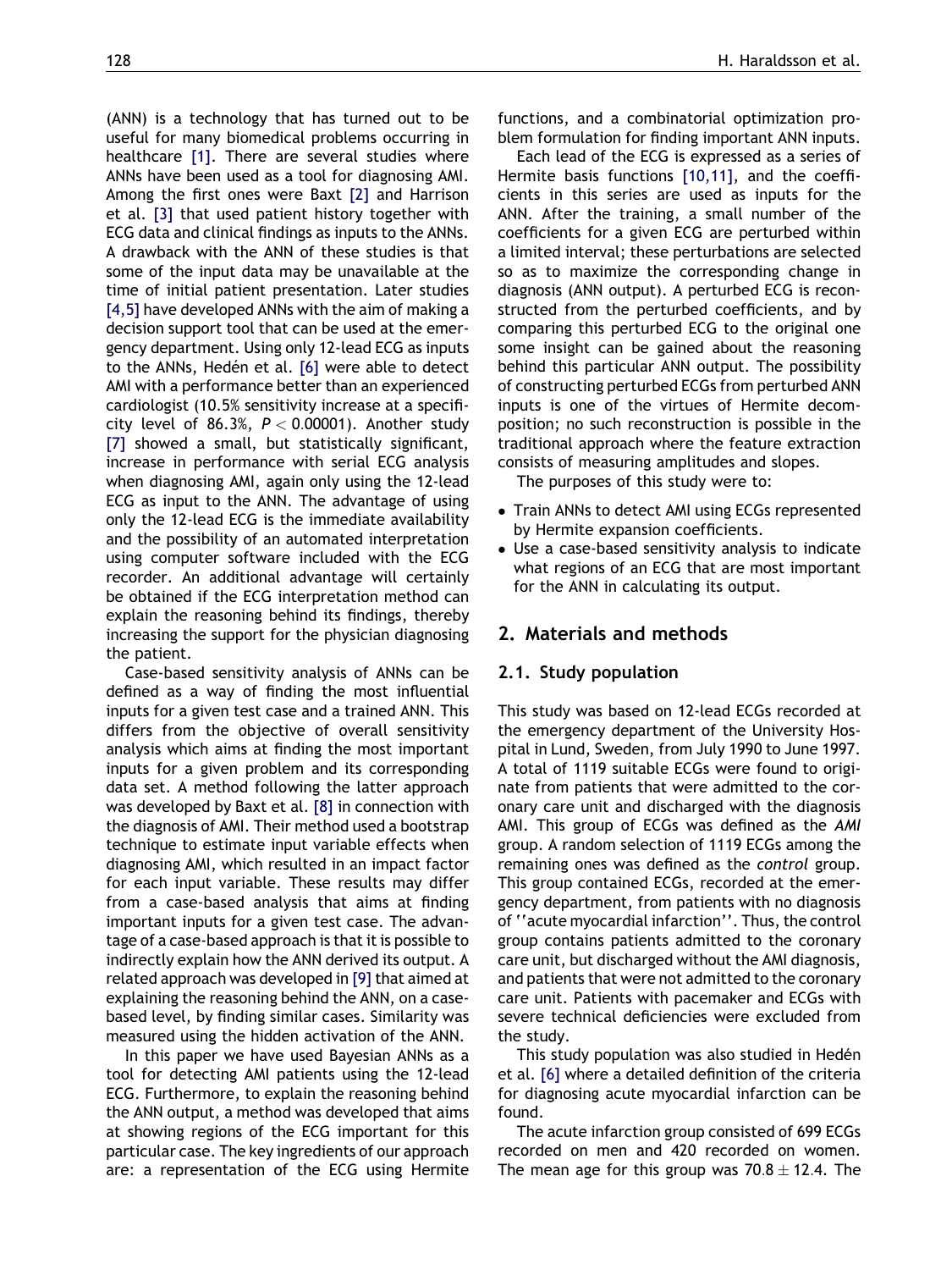(ANN) is a technology that has turned out to be useful for many biomedical problems occurring in healthcare [1]. There are several studies where ANNs have been used as a tool for diagnosing AMI. Among the first ones were Baxt [2] and Harrison et al. [3] that used patient history together with ECG data and clinical findings as inputs to the ANNs. A drawback with the ANN of these studies is that some of the input data may be unavailable at the time of initial patient presentation. Later studies [4,5] have developed ANNs with the aim of making a decision support tool that can be used at the emergency department. Using only 12-lead ECG as inputs to the ANNs, Hedén et al. [6] were able to detect AMI with a performance better than an experienced cardiologist (10.5% sensitivity increase at a specificity level of 86.3%, $P < 0.00001$). Another study [7] showed a small, but statistically significant, increase in performance with serial ECG analysis when diagnosing AMI, again only using the 12-lead ECG as input to the ANN. The advantage of using only the 12-lead ECG is the immediate availability and the possibility of an automated interpretation using computer software included with the ECG recorder. An additional advantage will certainly be obtained if the ECG interpretation method can explain the reasoning behind its findings, thereby increasing the support for the physician diagnosing the patient.

Case-based sensitivity analysis of ANNs can be defined as a way of finding the most influential inputs for a given test case and a trained ANN. This differs from the objective of overall sensitivity analysis which aims at finding the most important inputs for a given problem and its corresponding data set. A method following the latter approach was developed by Baxt et al. [8] in connection with the diagnosis of AMI. Their method used a bootstrap technique to estimate input variable effects when diagnosing AMI, which resulted in an impact factor for each input variable. These results may differ from a case-based analysis that aims at finding important inputs for a given test case. The advantage of a case-based approach is that it is possible to indirectly explain how the ANN derived its output. A related approach was developed in [9] that aimed at explaining the reasoning behind the ANN, on a case-based level, by finding similar cases. Similarity was measured using the hidden activation of the ANN.

In this paper we have used Bayesian ANNs as a tool for detecting AMI patients using the 12-lead ECG. Furthermore, to explain the reasoning behind the ANN output, a method was developed that aims at showing regions of the ECG important for this particular case. The key ingredients of our approach are: a representation of the ECG using Hermite functions, and a combinatorial optimization problem formulation for finding important ANN inputs.

Each lead of the ECG is expressed as a series of Hermite basis functions [10,11], and the coefficients in this series are used as inputs for the ANN. After the training, a small number of the coefficients for a given ECG are perturbed within a limited interval; these perturbations are selected so as to maximize the corresponding change in diagnosis (ANN output). A perturbed ECG is reconstructed from the perturbed coefficients, and by comparing this perturbed ECG to the original one some insight can be gained about the reasoning behind this particular ANN output. The possibility of constructing perturbed ECGs from perturbed ANN inputs is one of the virtues of Hermite decomposition; no such reconstruction is possible in the traditional approach where the feature extraction consists of measuring amplitudes and slopes.

The purposes of this study were to:

- Train ANNs to detect AMI using ECGs represented by Hermite expansion coefficients.
- Use a case-based sensitivity analysis to indicate what regions of an ECG that are most important for the ANN in calculating its output.

## 2. Materials and methods

### 2.1. Study population

This study was based on 12-lead ECGs recorded at the emergency department of the University Hospital in Lund, Sweden, from July 1990 to June 1997. A total of 1119 suitable ECGs were found to originate from patients that were admitted to the coronary care unit and discharged with the diagnosis AMI. This group of ECGs was defined as the *AMI* group. A random selection of 1119 ECGs among the remaining ones was defined as the *control* group. This group contained ECGs, recorded at the emergency department, from patients with no diagnosis of ''acute myocardial infarction''. Thus, the control group contains patients admitted to the coronary care unit, but discharged without the AMI diagnosis, and patients that were not admitted to the coronary care unit. Patients with pacemaker and ECGs with severe technical deficiencies were excluded from the study.

This study population was also studied in Hedén et al. [6] where a detailed definition of the criteria for diagnosing acute myocardial infarction can be found.

The acute infarction group consisted of 699 ECGs recorded on men and 420 recorded on women. The mean age for this group was $70.8 \pm 12.4$. The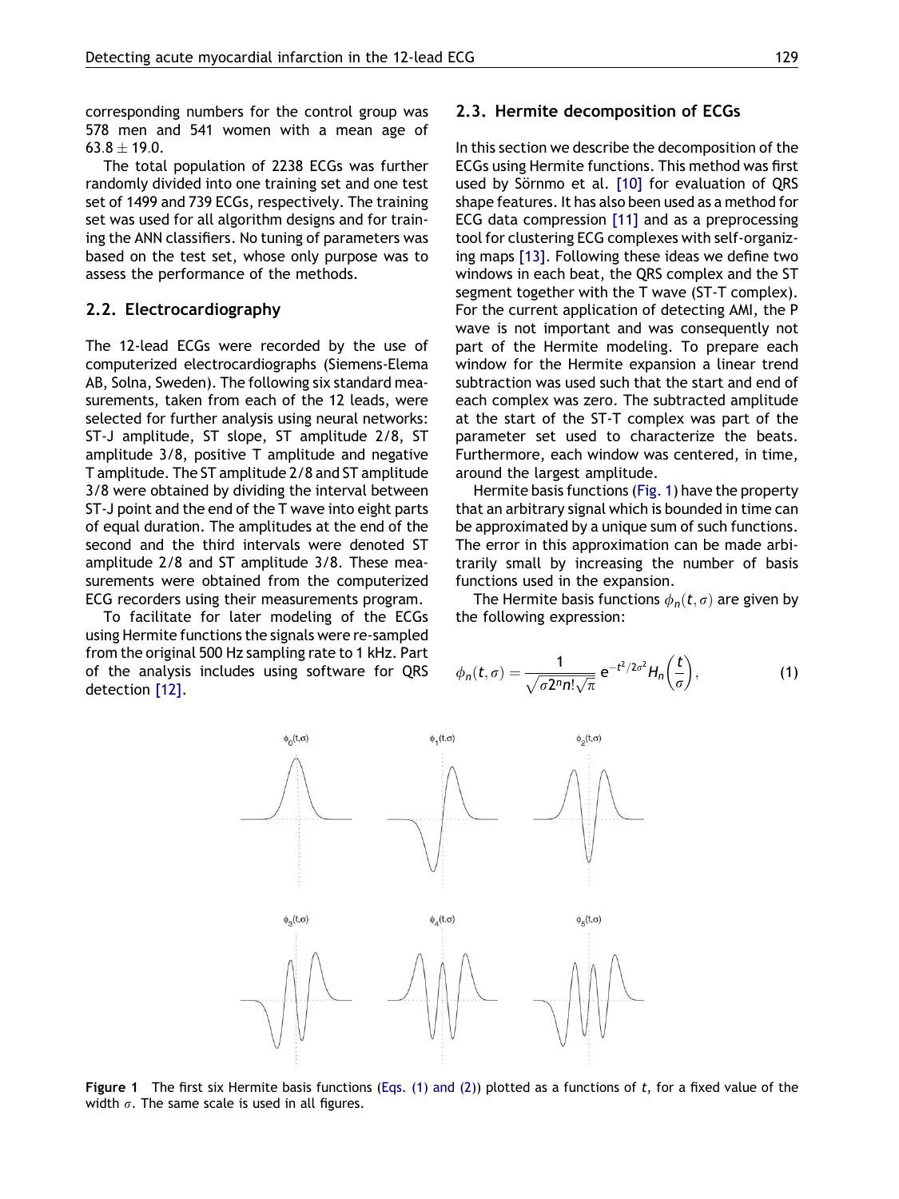corresponding numbers for the control group was 578 men and 541 women with a mean age of $63.8 \pm 19.0$.

The total population of 2238 ECGs was further randomly divided into one training set and one test set of 1499 and 739 ECGs, respectively. The training set was used for all algorithm designs and for training the ANN classifiers. No tuning of parameters was based on the test set, whose only purpose was to assess the performance of the methods.

## 2.2. Electrocardiography

The 12-lead ECGs were recorded by the use of computerized electrocardiographs (Siemens-Elema AB, Solna, Sweden). The following six standard measurements, taken from each of the 12 leads, were selected for further analysis using neural networks: ST-J amplitude, ST slope, ST amplitude 2/8, ST amplitude 3/8, positive T amplitude and negative T amplitude. The ST amplitude 2/8 and ST amplitude 3/8 were obtained by dividing the interval between ST-J point and the end of the T wave into eight parts of equal duration. The amplitudes at the end of the second and the third intervals were denoted ST amplitude 2/8 and ST amplitude 3/8. These measurements were obtained from the computerized ECG recorders using their measurements program.

To facilitate for later modeling of the ECGs using Hermite functions the signals were re-sampled from the original 500 Hz sampling rate to 1 kHz. Part of the analysis includes using software for QRS detection [12].

## 2.3. Hermite decomposition of ECGs

In this section we describe the decomposition of the ECGs using Hermite functions. This method was first used by Sörnmo et al. [10] for evaluation of QRS shape features. It has also been used as a method for ECG data compression [11] and as a preprocessing tool for clustering ECG complexes with self-organizing maps [13]. Following these ideas we define two windows in each beat, the QRS complex and the ST segment together with the T wave (ST-T complex). For the current application of detecting AMI, the P wave is not important and was consequently not part of the Hermite modeling. To prepare each window for the Hermite expansion a linear trend subtraction was used such that the start and end of each complex was zero. The subtracted amplitude at the start of the ST-T complex was part of the parameter set used to characterize the beats. Furthermore, each window was centered, in time, around the largest amplitude.

Hermite basis functions (Fig. 1) have the property that an arbitrary signal which is bounded in time can be approximated by a unique sum of such functions. The error in this approximation can be made arbitrarily small by increasing the number of basis functions used in the expansion.

The Hermite basis functions $\phi_n(t, \sigma)$ are given by the following expression:

$$\phi_n(t, \sigma) = \frac{1}{\sqrt{\sigma 2^n n! \sqrt{\pi}}} e^{-t^2/2\sigma^2} H_n\left(\frac{t}{\sigma}\right), \qquad (1)$$

**Figure 1** The first six Hermite basis functions (Eqs. (1) and (2)) plotted as a functions of $t$, for a fixed value of the width $\sigma$. The same scale is used in all figures.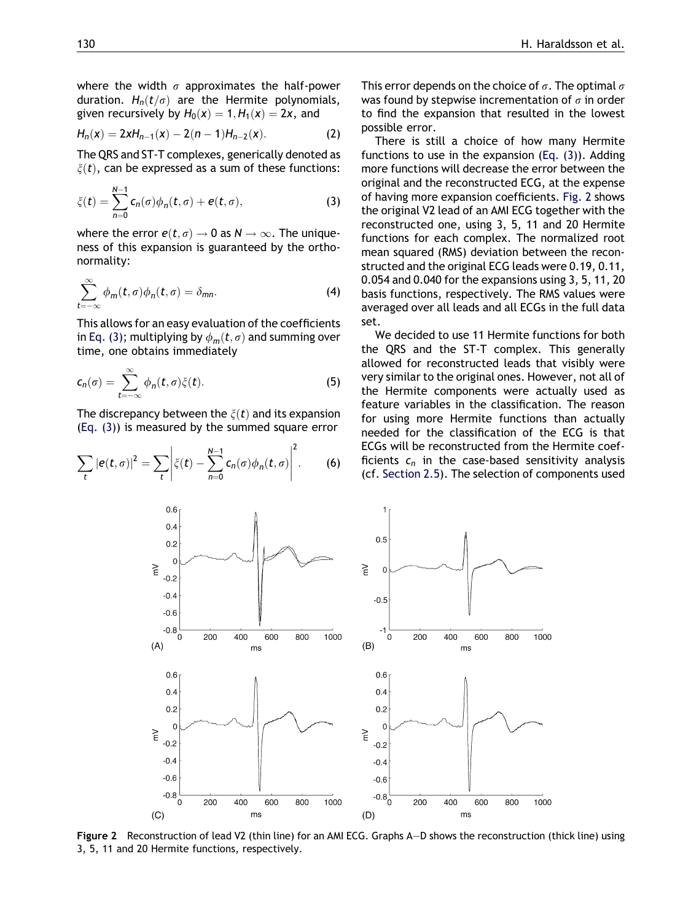where the width $\sigma$ approximates the half-power duration. $H_n(t/\sigma)$ are the Hermite polynomials, given recursively by $H_0(x) = 1, H_1(x) = 2x$, and

$$H_n(x) = 2xH_{n-1}(x) - 2(n-1)H_{n-2}(x). \quad (2)$$

The QRS and ST-T complexes, generically denoted as $\xi(t)$, can be expressed as a sum of these functions:

$$\xi(t) = \sum_{n=0}^{N-1} c_n(\sigma)\phi_n(t, \sigma) + e(t, \sigma), \quad (3)$$

where the error $e(t, \sigma) \to 0$ as $N \to \infty$. The uniqueness of this expansion is guaranteed by the orthonormality:

$$\sum_{t=-\infty}^{\infty} \phi_m(t, \sigma)\phi_n(t, \sigma) = \delta_{mn}. \quad (4)$$

This allows for an easy evaluation of the coefficients in Eq. (3); multiplying by $\phi_m(t, \sigma)$ and summing over time, one obtains immediately

$$c_n(\sigma) = \sum_{t=-\infty}^{\infty} \phi_n(t, \sigma)\xi(t). \quad (5)$$

The discrepancy between the $\xi(t)$ and its expansion (Eq. (3)) is measured by the summed square error

$$\sum_t |e(t, \sigma)|^2 = \sum_t \left| \xi(t) - \sum_{n=0}^{N-1} c_n(\sigma)\phi_n(t, \sigma) \right|^2. \quad (6)$$

This error depends on the choice of $\sigma$. The optimal $\sigma$ was found by stepwise incrementation of $\sigma$ in order to find the expansion that resulted in the lowest possible error.

There is still a choice of how many Hermite functions to use in the expansion (Eq. (3)). Adding more functions will decrease the error between the original and the reconstructed ECG, at the expense of having more expansion coefficients. Fig. 2 shows the original V2 lead of an AMI ECG together with the reconstructed one, using 3, 5, 11 and 20 Hermite functions for each complex. The normalized root mean squared (RMS) deviation between the reconstructed and the original ECG leads were 0.19, 0.11, 0.054 and 0.040 for the expansions using 3, 5, 11, 20 basis functions, respectively. The RMS values were averaged over all leads and all ECGs in the full data set.

We decided to use 11 Hermite functions for both the QRS and the ST-T complex. This generally allowed for reconstructed leads that visibly were very similar to the original ones. However, not all of the Hermite components were actually used as feature variables in the classification. The reason for using more Hermite functions than actually needed for the classification of the ECG is that ECGs will be reconstructed from the Hermite coefficients $c_n$ in the case-based sensitivity analysis (cf. Section 2.5). The selection of components used

**Figure 2** Reconstruction of lead V2 (thin line) for an AMI ECG. Graphs A—D shows the reconstruction (thick line) using 3, 5, 11 and 20 Hermite functions, respectively.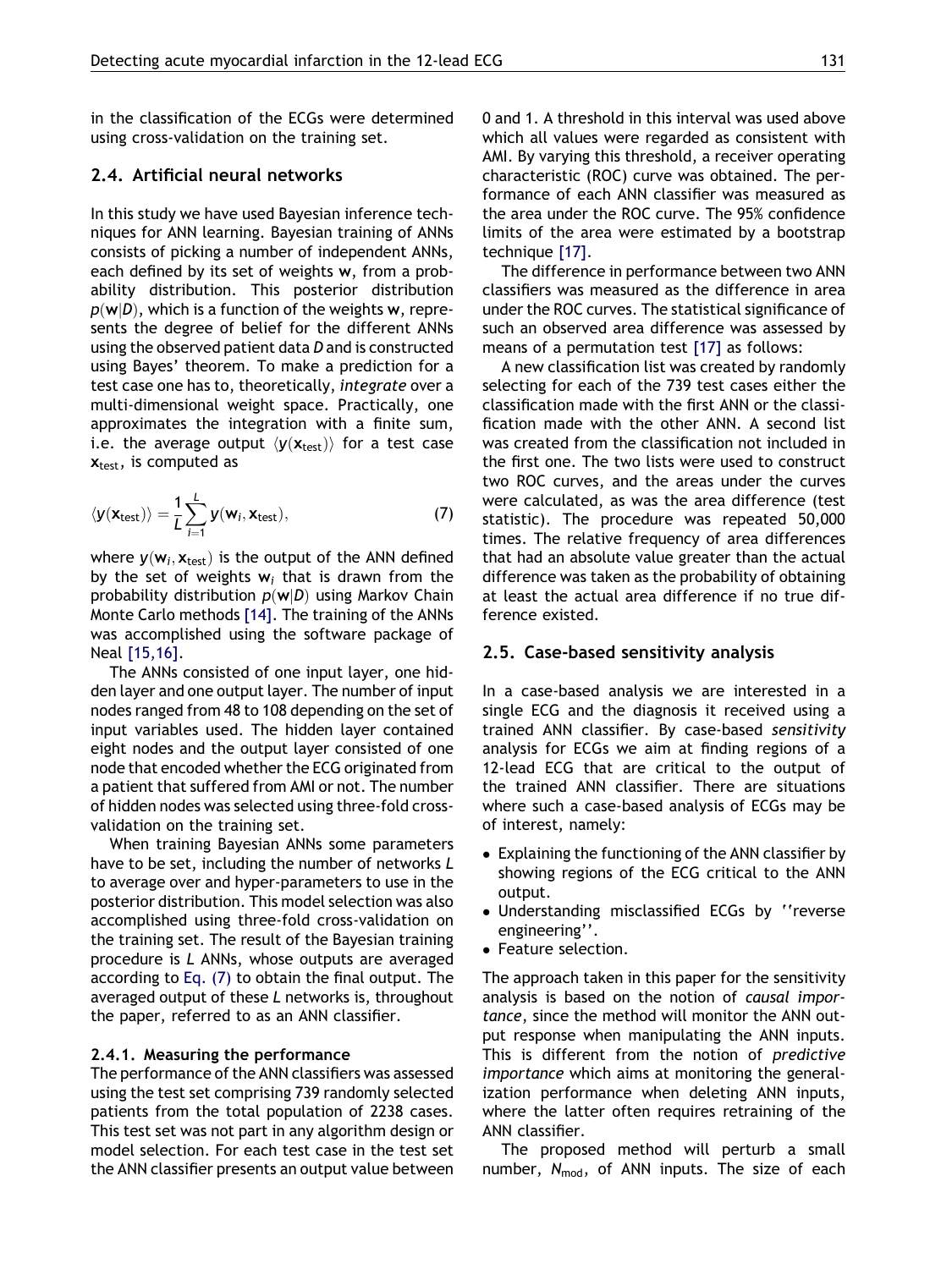in the classification of the ECGs were determined using cross-validation on the training set.

### 2.4. Artificial neural networks

In this study we have used Bayesian inference techniques for ANN learning. Bayesian training of ANNs consists of picking a number of independent ANNs, each defined by its set of weights $\mathbf{w}$, from a probability distribution. This posterior distribution $p(\mathbf{w}|D)$, which is a function of the weights $\mathbf{w}$, represents the degree of belief for the different ANNs using the observed patient data $D$ and is constructed using Bayes' theorem. To make a prediction for a test case one has to, theoretically, *integrate* over a multi-dimensional weight space. Practically, one approximates the integration with a finite sum, i.e. the average output $\langle y(\mathbf{x}_{\text{test}})\rangle$ for a test case $\mathbf{x}_{\text{test}}$, is computed as

$$\langle y(\mathbf{x}_{\text{test}})\rangle = \frac{1}{L}\sum_{i=1}^{L} y(\mathbf{w}_i, \mathbf{x}_{\text{test}}), \tag{7}$$

where $y(\mathbf{w}_i, \mathbf{x}_{\text{test}})$ is the output of the ANN defined by the set of weights $\mathbf{w}_i$ that is drawn from the probability distribution $p(\mathbf{w}|D)$ using Markov Chain Monte Carlo methods [14]. The training of the ANNs was accomplished using the software package of Neal [15,16].

The ANNs consisted of one input layer, one hidden layer and one output layer. The number of input nodes ranged from 48 to 108 depending on the set of input variables used. The hidden layer contained eight nodes and the output layer consisted of one node that encoded whether the ECG originated from a patient that suffered from AMI or not. The number of hidden nodes was selected using three-fold cross-validation on the training set.

When training Bayesian ANNs some parameters have to be set, including the number of networks $L$ to average over and hyper-parameters to use in the posterior distribution. This model selection was also accomplished using three-fold cross-validation on the training set. The result of the Bayesian training procedure is $L$ ANNs, whose outputs are averaged according to Eq. (7) to obtain the final output. The averaged output of these $L$ networks is, throughout the paper, referred to as an ANN classifier.

#### 2.4.1. Measuring the performance

The performance of the ANN classifiers was assessed using the test set comprising 739 randomly selected patients from the total population of 2238 cases. This test set was not part in any algorithm design or model selection. For each test case in the test set the ANN classifier presents an output value between 0 and 1. A threshold in this interval was used above which all values were regarded as consistent with AMI. By varying this threshold, a receiver operating characteristic (ROC) curve was obtained. The performance of each ANN classifier was measured as the area under the ROC curve. The 95% confidence limits of the area were estimated by a bootstrap technique [17].

The difference in performance between two ANN classifiers was measured as the difference in area under the ROC curves. The statistical significance of such an observed area difference was assessed by means of a permutation test [17] as follows:

A new classification list was created by randomly selecting for each of the 739 test cases either the classification made with the first ANN or the classification made with the other ANN. A second list was created from the classification not included in the first one. The two lists were used to construct two ROC curves, and the areas under the curves were calculated, as was the area difference (test statistic). The procedure was repeated 50,000 times. The relative frequency of area differences that had an absolute value greater than the actual difference was taken as the probability of obtaining at least the actual area difference if no true difference existed.

### 2.5. Case-based sensitivity analysis

In a case-based analysis we are interested in a single ECG and the diagnosis it received using a trained ANN classifier. By case-based *sensitivity* analysis for ECGs we aim at finding regions of a 12-lead ECG that are critical to the output of the trained ANN classifier. There are situations where such a case-based analysis of ECGs may be of interest, namely:

- Explaining the functioning of the ANN classifier by showing regions of the ECG critical to the ANN output.
- Understanding misclassified ECGs by ''reverse engineering''.
- Feature selection.

The approach taken in this paper for the sensitivity analysis is based on the notion of *causal importance*, since the method will monitor the ANN output response when manipulating the ANN inputs. This is different from the notion of *predictive importance* which aims at monitoring the generalization performance when deleting ANN inputs, where the latter often requires retraining of the ANN classifier.

The proposed method will perturb a small number, $N_{\text{mod}}$, of ANN inputs. The size of each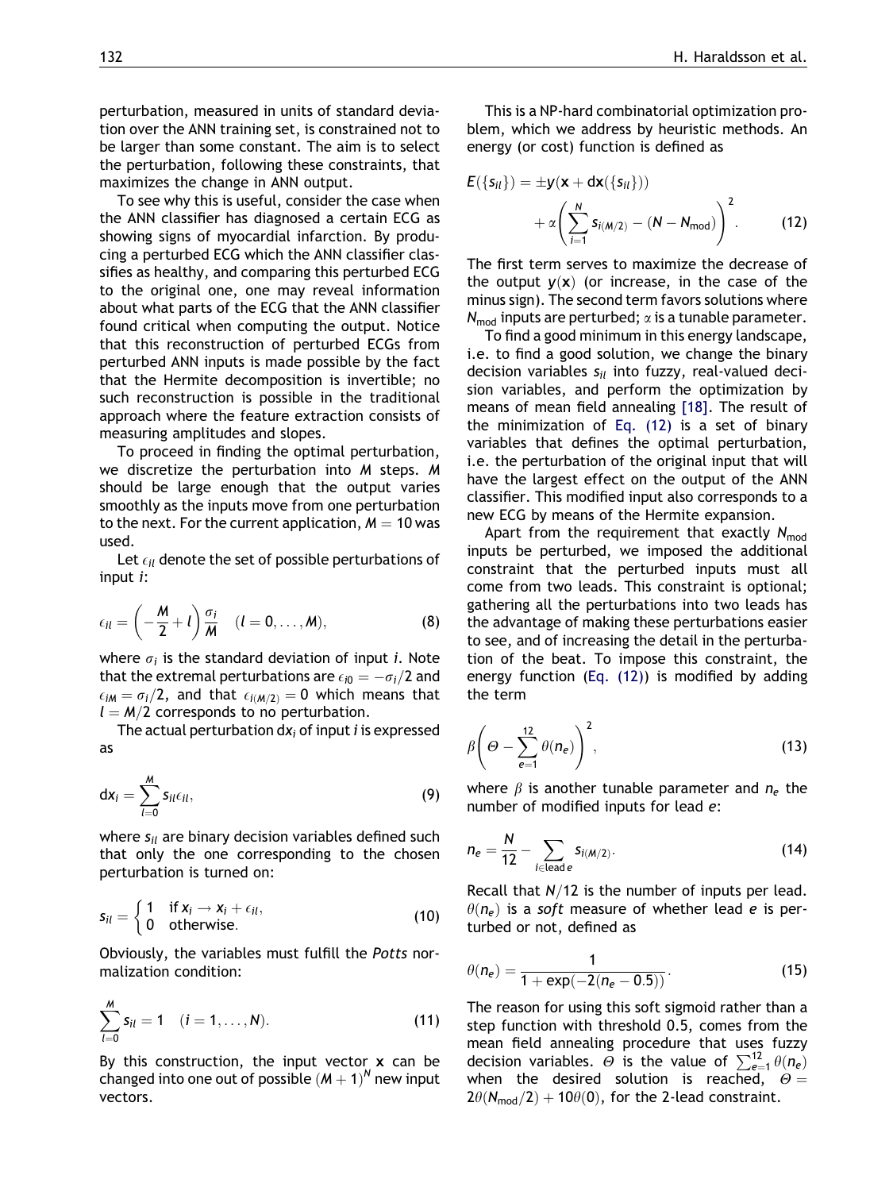perturbation, measured in units of standard deviation over the ANN training set, is constrained not to be larger than some constant. The aim is to select the perturbation, following these constraints, that maximizes the change in ANN output.

To see why this is useful, consider the case when the ANN classifier has diagnosed a certain ECG as showing signs of myocardial infarction. By producing a perturbed ECG which the ANN classifier classifies as healthy, and comparing this perturbed ECG to the original one, one may reveal information about what parts of the ECG that the ANN classifier found critical when computing the output. Notice that this reconstruction of perturbed ECGs from perturbed ANN inputs is made possible by the fact that the Hermite decomposition is invertible; no such reconstruction is possible in the traditional approach where the feature extraction consists of measuring amplitudes and slopes.

To proceed in finding the optimal perturbation, we discretize the perturbation into $M$ steps. $M$ should be large enough that the output varies smoothly as the inputs move from one perturbation to the next. For the current application, $M = 10$ was used.

Let $\epsilon_{il}$ denote the set of possible perturbations of input $i$:

$$\epsilon_{il} = \left(-\frac{M}{2} + l\right)\frac{\sigma_i}{M} \quad (l = 0, \ldots, M), \tag{8}$$

where $\sigma_i$ is the standard deviation of input $i$. Note that the extremal perturbations are $\epsilon_{i0} = -\sigma_i/2$ and $\epsilon_{iM} = \sigma_i/2$, and that $\epsilon_{i(M/2)} = 0$ which means that $l = M/2$ corresponds to no perturbation.

The actual perturbation $dx_i$ of input $i$ is expressed as

$$dx_i = \sum_{l=0}^{M} s_{il}\epsilon_{il}, \tag{9}$$

where $s_{il}$ are binary decision variables defined such that only the one corresponding to the chosen perturbation is turned on:

$$s_{il} = \begin{cases} 1 & \text{if } x_i \to x_i + \epsilon_{il}, \\ 0 & \text{otherwise.} \end{cases} \tag{10}$$

Obviously, the variables must fulfill the *Potts* normalization condition:

$$\sum_{l=0}^{M} s_{il} = 1 \quad (i = 1, \ldots, N). \tag{11}$$

By this construction, the input vector $\mathbf{x}$ can be changed into one out of possible $(M+1)^N$ new input vectors.

This is a NP-hard combinatorial optimization problem, which we address by heuristic methods. An energy (or cost) function is defined as

$$E(\{s_{il}\}) = \pm y(\mathbf{x} + d\mathbf{x}(\{s_{il}\})) + \alpha\left(\sum_{i=1}^{N} s_{i(M/2)} - (N - N_{\text{mod}})\right)^2. \tag{12}$$

The first term serves to maximize the decrease of the output $y(\mathbf{x})$ (or increase, in the case of the minus sign). The second term favors solutions where $N_{\text{mod}}$ inputs are perturbed; $\alpha$ is a tunable parameter.

To find a good minimum in this energy landscape, i.e. to find a good solution, we change the binary decision variables $s_{il}$ into fuzzy, real-valued decision variables, and perform the optimization by means of mean field annealing [18]. The result of the minimization of Eq. (12) is a set of binary variables that defines the optimal perturbation, i.e. the perturbation of the original input that will have the largest effect on the output of the ANN classifier. This modified input also corresponds to a new ECG by means of the Hermite expansion.

Apart from the requirement that exactly $N_{\text{mod}}$ inputs be perturbed, we imposed the additional constraint that the perturbed inputs must all come from two leads. This constraint is optional; gathering all the perturbations into two leads has the advantage of making these perturbations easier to see, and of increasing the detail in the perturbation of the beat. To impose this constraint, the energy function (Eq. (12)) is modified by adding the term

$$\beta\left(\Theta - \sum_{e=1}^{12}\theta(n_e)\right)^2, \tag{13}$$

where $\beta$ is another tunable parameter and $n_e$ the number of modified inputs for lead $e$:

$$n_e = \frac{N}{12} - \sum_{i \in \text{lead } e} s_{i(M/2)}. \tag{14}$$

Recall that $N/12$ is the number of inputs per lead. $\theta(n_e)$ is a *soft* measure of whether lead $e$ is perturbed or not, defined as

$$\theta(n_e) = \frac{1}{1 + \exp(-2(n_e - 0.5))}. \tag{15}$$

The reason for using this soft sigmoid rather than a step function with threshold 0.5, comes from the mean field annealing procedure that uses fuzzy decision variables. $\Theta$ is the value of $\sum_{e=1}^{12}\theta(n_e)$ when the desired solution is reached, $\Theta = 2\theta(N_{\text{mod}}/2) + 10\theta(0)$, for the 2-lead constraint.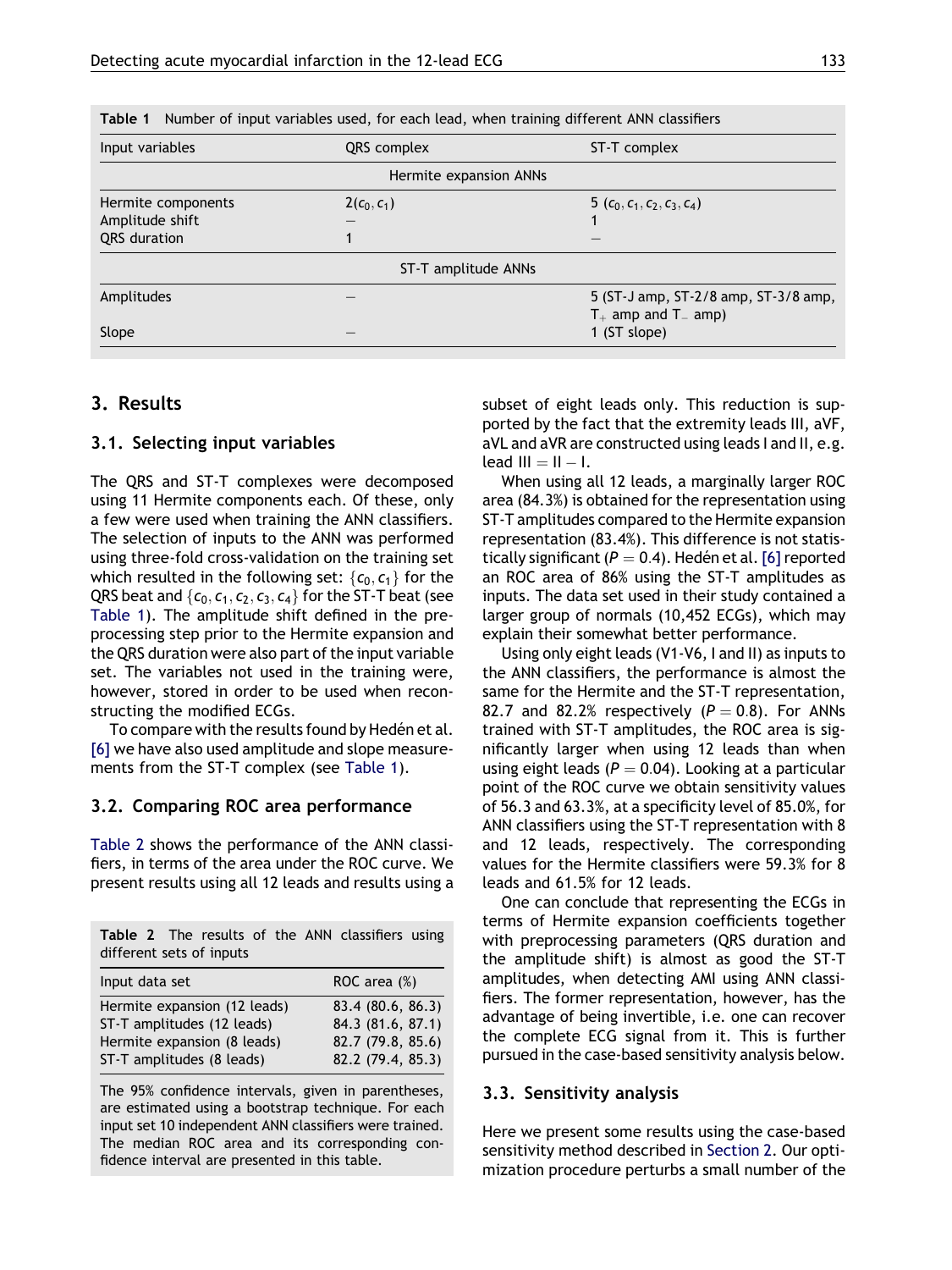**Table 1** Number of input variables used, for each lead, when training different ANN classifiers

| Input variables | QRS complex | ST-T complex |
|---|---|---|
| Hermite expansion ANNs | | |
| Hermite components | 2($c_0, c_1$) | 5 ($c_0, c_1, c_2, c_3, c_4$) |
| Amplitude shift | — | 1 |
| QRS duration | 1 | — |
| ST-T amplitude ANNs | | |
| Amplitudes | — | 5 (ST-J amp, ST-2/8 amp, ST-3/8 amp, $T_+$ amp and $T_-$ amp) |
| Slope | — | 1 (ST slope) |

## 3. Results

### 3.1. Selecting input variables

The QRS and ST-T complexes were decomposed using 11 Hermite components each. Of these, only a few were used when training the ANN classifiers. The selection of inputs to the ANN was performed using three-fold cross-validation on the training set which resulted in the following set: $\{c_0, c_1\}$ for the QRS beat and $\{c_0, c_1, c_2, c_3, c_4\}$ for the ST-T beat (see Table 1). The amplitude shift defined in the preprocessing step prior to the Hermite expansion and the QRS duration were also part of the input variable set. The variables not used in the training were, however, stored in order to be used when reconstructing the modified ECGs.

To compare with the results found by Hedén et al. [6] we have also used amplitude and slope measurements from the ST-T complex (see Table 1).

### 3.2. Comparing ROC area performance

Table 2 shows the performance of the ANN classifiers, in terms of the area under the ROC curve. We present results using all 12 leads and results using a subset of eight leads only. This reduction is supported by the fact that the extremity leads III, aVF, aVL and aVR are constructed using leads I and II, e.g. lead III = II − I.

When using all 12 leads, a marginally larger ROC area (84.3%) is obtained for the representation using ST-T amplitudes compared to the Hermite expansion representation (83.4%). This difference is not statistically significant ($P = 0.4$). Hedén et al. [6] reported an ROC area of 86% using the ST-T amplitudes as inputs. The data set used in their study contained a larger group of normals (10,452 ECGs), which may explain their somewhat better performance.

Using only eight leads (V1-V6, I and II) as inputs to the ANN classifiers, the performance is almost the same for the Hermite and the ST-T representation, 82.7 and 82.2% respectively ($P = 0.8$). For ANNs trained with ST-T amplitudes, the ROC area is significantly larger when using 12 leads than when using eight leads ($P = 0.04$). Looking at a particular point of the ROC curve we obtain sensitivity values of 56.3 and 63.3%, at a specificity level of 85.0%, for ANN classifiers using the ST-T representation with 8 and 12 leads, respectively. The corresponding values for the Hermite classifiers were 59.3% for 8 leads and 61.5% for 12 leads.

One can conclude that representing the ECGs in terms of Hermite expansion coefficients together with preprocessing parameters (QRS duration and the amplitude shift) is almost as good the ST-T amplitudes, when detecting AMI using ANN classifiers. The former representation, however, has the advantage of being invertible, i.e. one can recover the complete ECG signal from it. This is further pursued in the case-based sensitivity analysis below.

**Table 2** The results of the ANN classifiers using different sets of inputs

| Input data set | ROC area (%) |
|---|---|
| Hermite expansion (12 leads) | 83.4 (80.6, 86.3) |
| ST-T amplitudes (12 leads) | 84.3 (81.6, 87.1) |
| Hermite expansion (8 leads) | 82.7 (79.8, 85.6) |
| ST-T amplitudes (8 leads) | 82.2 (79.4, 85.3) |

The 95% confidence intervals, given in parentheses, are estimated using a bootstrap technique. For each input set 10 independent ANN classifiers were trained. The median ROC area and its corresponding confidence interval are presented in this table.

### 3.3. Sensitivity analysis

Here we present some results using the case-based sensitivity method described in Section 2. Our optimization procedure perturbs a small number of the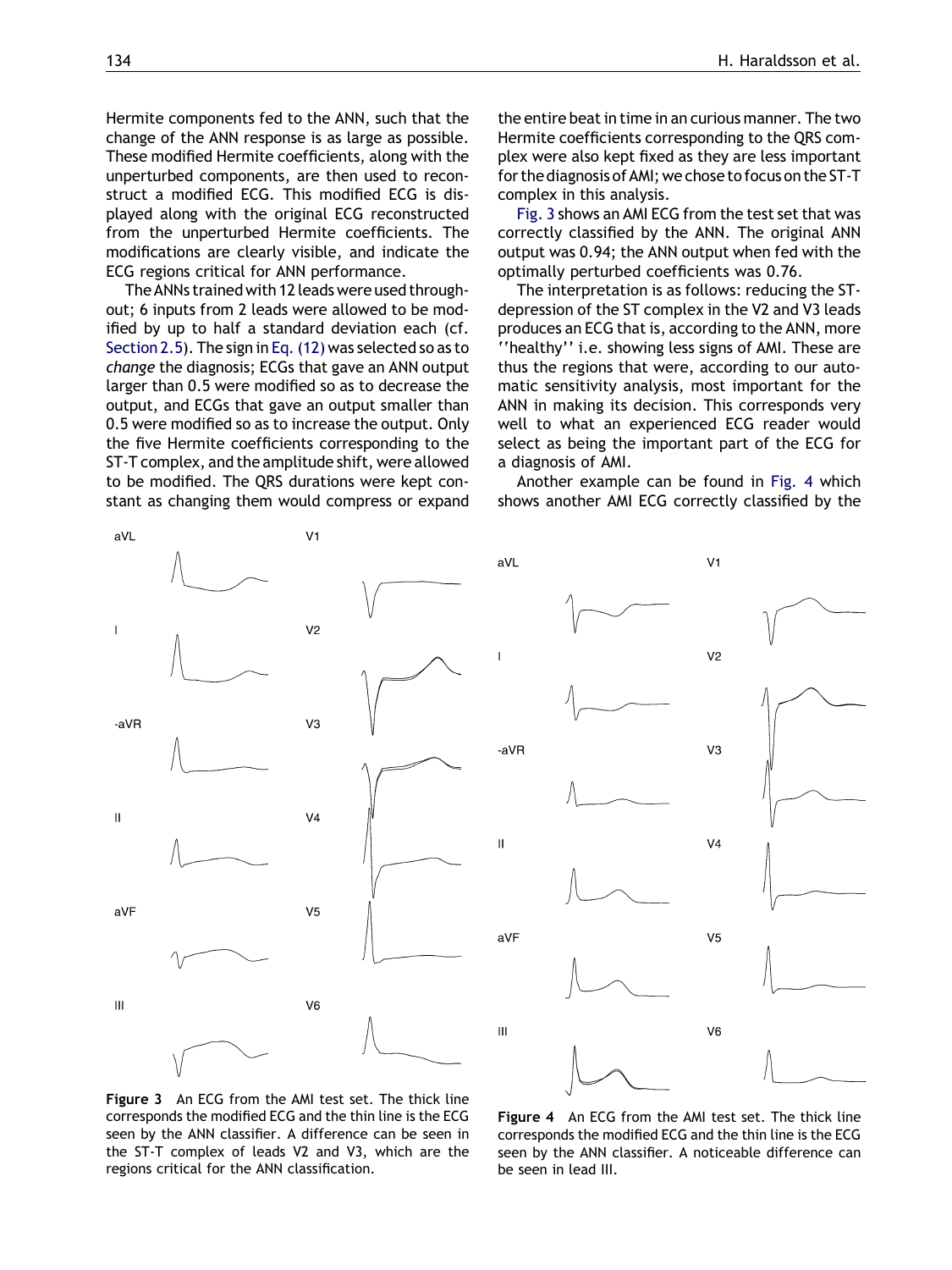Hermite components fed to the ANN, such that the change of the ANN response is as large as possible. These modified Hermite coefficients, along with the unperturbed components, are then used to reconstruct a modified ECG. This modified ECG is displayed along with the original ECG reconstructed from the unperturbed Hermite coefficients. The modifications are clearly visible, and indicate the ECG regions critical for ANN performance.

The ANNs trained with 12 leads were used throughout; 6 inputs from 2 leads were allowed to be modified by up to half a standard deviation each (cf. Section 2.5). The sign in Eq. (12) was selected so as to *change* the diagnosis; ECGs that gave an ANN output larger than 0.5 were modified so as to decrease the output, and ECGs that gave an output smaller than 0.5 were modified so as to increase the output. Only the five Hermite coefficients corresponding to the ST-T complex, and the amplitude shift, were allowed to be modified. The QRS durations were kept constant as changing them would compress or expand the entire beat in time in an curious manner. The two Hermite coefficients corresponding to the QRS complex were also kept fixed as they are less important for the diagnosis of AMI; we chose to focus on the ST-T complex in this analysis.

Fig. 3 shows an AMI ECG from the test set that was correctly classified by the ANN. The original ANN output was 0.94; the ANN output when fed with the optimally perturbed coefficients was 0.76.

The interpretation is as follows: reducing the ST-depression of the ST complex in the V2 and V3 leads produces an ECG that is, according to the ANN, more ''healthy'' i.e. showing less signs of AMI. These are thus the regions that were, according to our automatic sensitivity analysis, most important for the ANN in making its decision. This corresponds very well to what an experienced ECG reader would select as being the important part of the ECG for a diagnosis of AMI.

Another example can be found in Fig. 4 which shows another AMI ECG correctly classified by the

**Figure 3** An ECG from the AMI test set. The thick line corresponds the modified ECG and the thin line is the ECG seen by the ANN classifier. A difference can be seen in the ST-T complex of leads V2 and V3, which are the regions critical for the ANN classification.

**Figure 4** An ECG from the AMI test set. The thick line corresponds the modified ECG and the thin line is the ECG seen by the ANN classifier. A noticeable difference can be seen in lead III.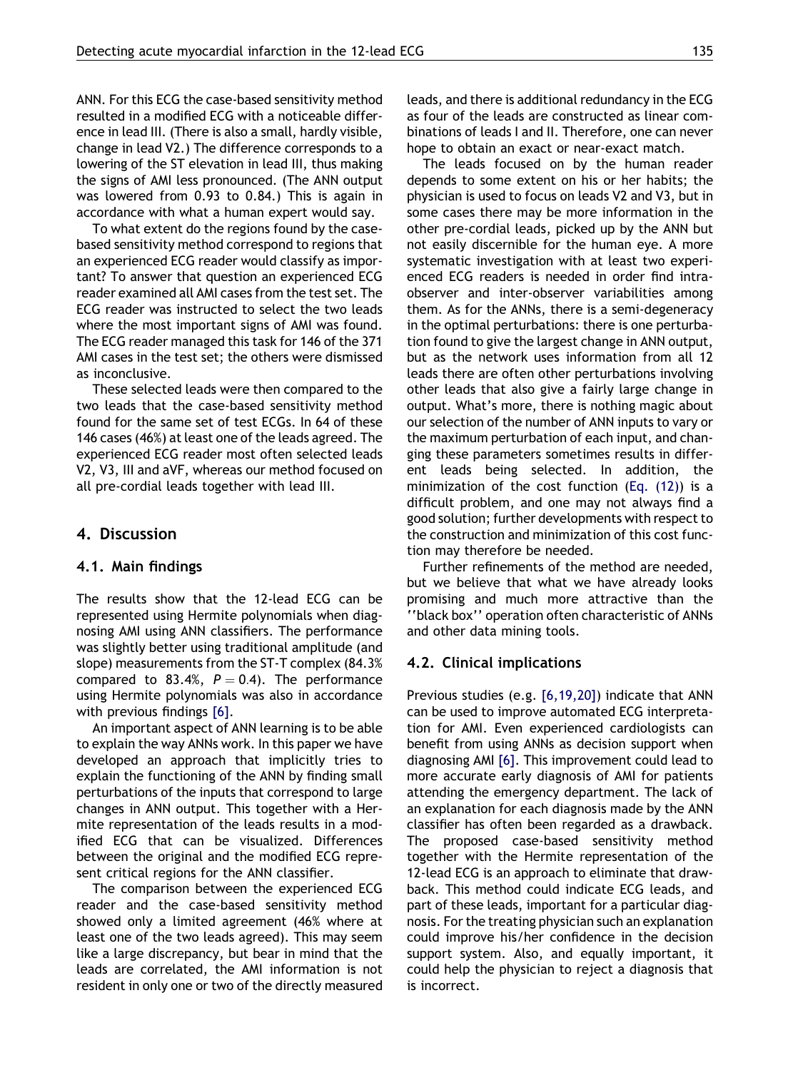ANN. For this ECG the case-based sensitivity method resulted in a modified ECG with a noticeable difference in lead III. (There is also a small, hardly visible, change in lead V2.) The difference corresponds to a lowering of the ST elevation in lead III, thus making the signs of AMI less pronounced. (The ANN output was lowered from 0.93 to 0.84.) This is again in accordance with what a human expert would say.

To what extent do the regions found by the case-based sensitivity method correspond to regions that an experienced ECG reader would classify as important? To answer that question an experienced ECG reader examined all AMI cases from the test set. The ECG reader was instructed to select the two leads where the most important signs of AMI was found. The ECG reader managed this task for 146 of the 371 AMI cases in the test set; the others were dismissed as inconclusive.

These selected leads were then compared to the two leads that the case-based sensitivity method found for the same set of test ECGs. In 64 of these 146 cases (46%) at least one of the leads agreed. The experienced ECG reader most often selected leads V2, V3, III and aVF, whereas our method focused on all pre-cordial leads together with lead III.

## 4. Discussion

### 4.1. Main findings

The results show that the 12-lead ECG can be represented using Hermite polynomials when diagnosing AMI using ANN classifiers. The performance was slightly better using traditional amplitude (and slope) measurements from the ST-T complex (84.3% compared to 83.4%, $P = 0.4$). The performance using Hermite polynomials was also in accordance with previous findings [6].

An important aspect of ANN learning is to be able to explain the way ANNs work. In this paper we have developed an approach that implicitly tries to explain the functioning of the ANN by finding small perturbations of the inputs that correspond to large changes in ANN output. This together with a Hermite representation of the leads results in a modified ECG that can be visualized. Differences between the original and the modified ECG represent critical regions for the ANN classifier.

The comparison between the experienced ECG reader and the case-based sensitivity method showed only a limited agreement (46% where at least one of the two leads agreed). This may seem like a large discrepancy, but bear in mind that the leads are correlated, the AMI information is not resident in only one or two of the directly measured leads, and there is additional redundancy in the ECG as four of the leads are constructed as linear combinations of leads I and II. Therefore, one can never hope to obtain an exact or near-exact match.

The leads focused on by the human reader depends to some extent on his or her habits; the physician is used to focus on leads V2 and V3, but in some cases there may be more information in the other pre-cordial leads, picked up by the ANN but not easily discernible for the human eye. A more systematic investigation with at least two experienced ECG readers is needed in order find intra-observer and inter-observer variabilities among them. As for the ANNs, there is a semi-degeneracy in the optimal perturbations: there is one perturbation found to give the largest change in ANN output, but as the network uses information from all 12 leads there are often other perturbations involving other leads that also give a fairly large change in output. What's more, there is nothing magic about our selection of the number of ANN inputs to vary or the maximum perturbation of each input, and changing these parameters sometimes results in different leads being selected. In addition, the minimization of the cost function (Eq. (12)) is a difficult problem, and one may not always find a good solution; further developments with respect to the construction and minimization of this cost function may therefore be needed.

Further refinements of the method are needed, but we believe that what we have already looks promising and much more attractive than the ''black box'' operation often characteristic of ANNs and other data mining tools.

### 4.2. Clinical implications

Previous studies (e.g. [6,19,20]) indicate that ANN can be used to improve automated ECG interpretation for AMI. Even experienced cardiologists can benefit from using ANNs as decision support when diagnosing AMI [6]. This improvement could lead to more accurate early diagnosis of AMI for patients attending the emergency department. The lack of an explanation for each diagnosis made by the ANN classifier has often been regarded as a drawback. The proposed case-based sensitivity method together with the Hermite representation of the 12-lead ECG is an approach to eliminate that drawback. This method could indicate ECG leads, and part of these leads, important for a particular diagnosis. For the treating physician such an explanation could improve his/her confidence in the decision support system. Also, and equally important, it could help the physician to reject a diagnosis that is incorrect.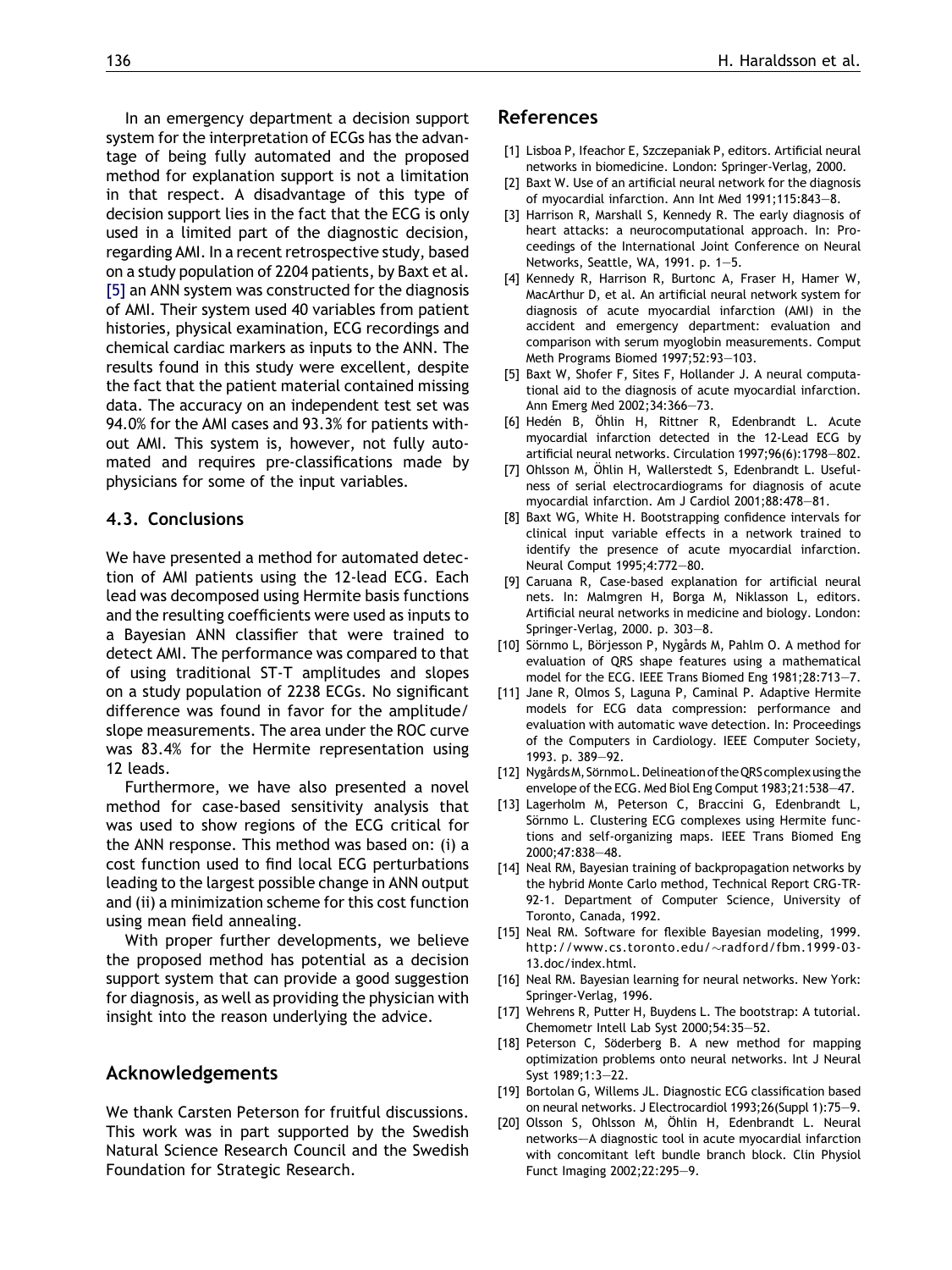In an emergency department a decision support system for the interpretation of ECGs has the advantage of being fully automated and the proposed method for explanation support is not a limitation in that respect. A disadvantage of this type of decision support lies in the fact that the ECG is only used in a limited part of the diagnostic decision, regarding AMI. In a recent retrospective study, based on a study population of 2204 patients, by Baxt et al. [5] an ANN system was constructed for the diagnosis of AMI. Their system used 40 variables from patient histories, physical examination, ECG recordings and chemical cardiac markers as inputs to the ANN. The results found in this study were excellent, despite the fact that the patient material contained missing data. The accuracy on an independent test set was 94.0% for the AMI cases and 93.3% for patients without AMI. This system is, however, not fully automated and requires pre-classifications made by physicians for some of the input variables.

### 4.3. Conclusions

We have presented a method for automated detection of AMI patients using the 12-lead ECG. Each lead was decomposed using Hermite basis functions and the resulting coefficients were used as inputs to a Bayesian ANN classifier that were trained to detect AMI. The performance was compared to that of using traditional ST-T amplitudes and slopes on a study population of 2238 ECGs. No significant difference was found in favor for the amplitude/slope measurements. The area under the ROC curve was 83.4% for the Hermite representation using 12 leads.

Furthermore, we have also presented a novel method for case-based sensitivity analysis that was used to show regions of the ECG critical for the ANN response. This method was based on: (i) a cost function used to find local ECG perturbations leading to the largest possible change in ANN output and (ii) a minimization scheme for this cost function using mean field annealing.

With proper further developments, we believe the proposed method has potential as a decision support system that can provide a good suggestion for diagnosis, as well as providing the physician with insight into the reason underlying the advice.

## Acknowledgements

We thank Carsten Peterson for fruitful discussions. This work was in part supported by the Swedish Natural Science Research Council and the Swedish Foundation for Strategic Research.

## References

[1] Lisboa P, Ifeachor E, Szczepaniak P, editors. Artificial neural networks in biomedicine. London: Springer-Verlag, 2000.

[2] Baxt W. Use of an artificial neural network for the diagnosis of myocardial infarction. Ann Int Med 1991;115:843—8.

[3] Harrison R, Marshall S, Kennedy R. The early diagnosis of heart attacks: a neurocomputational approach. In: Proceedings of the International Joint Conference on Neural Networks, Seattle, WA, 1991. p. 1—5.

[4] Kennedy R, Harrison R, Burtonc A, Fraser H, Hamer W, MacArthur D, et al. An artificial neural network system for diagnosis of acute myocardial infarction (AMI) in the accident and emergency department: evaluation and comparison with serum myoglobin measurements. Comput Meth Programs Biomed 1997;52:93—103.

[5] Baxt W, Shofer F, Sites F, Hollander J. A neural computational aid to the diagnosis of acute myocardial infarction. Ann Emerg Med 2002;34:366—73.

[6] Hedén B, Öhlin H, Rittner R, Edenbrandt L. Acute myocardial infarction detected in the 12-Lead ECG by artificial neural networks. Circulation 1997;96(6):1798—802.

[7] Ohlsson M, Öhlin H, Wallerstedt S, Edenbrandt L. Usefulness of serial electrocardiograms for diagnosis of acute myocardial infarction. Am J Cardiol 2001;88:478—81.

[8] Baxt WG, White H. Bootstrapping confidence intervals for clinical input variable effects in a network trained to identify the presence of acute myocardial infarction. Neural Comput 1995;4:772—80.

[9] Caruana R, Case-based explanation for artificial neural nets. In: Malmgren H, Borga M, Niklasson L, editors. Artificial neural networks in medicine and biology. London: Springer-Verlag, 2000. p. 303—8.

[10] Sörnmo L, Börjesson P, Nygårds M, Pahlm O. A method for evaluation of QRS shape features using a mathematical model for the ECG. IEEE Trans Biomed Eng 1981;28:713—7.

[11] Jane R, Olmos S, Laguna P, Caminal P. Adaptive Hermite models for ECG data compression: performance and evaluation with automatic wave detection. In: Proceedings of the Computers in Cardiology. IEEE Computer Society, 1993. p. 389—92.

[12] Nygårds M, Sörnmo L. Delineation of the QRS complex using the envelope of the ECG. Med Biol Eng Comput 1983;21:538—47.

[13] Lagerholm M, Peterson C, Braccini G, Edenbrandt L, Sörnmo L. Clustering ECG complexes using Hermite functions and self-organizing maps. IEEE Trans Biomed Eng 2000;47:838—48.

[14] Neal RM, Bayesian training of backpropagation networks by the hybrid Monte Carlo method, Technical Report CRG-TR-92-1. Department of Computer Science, University of Toronto, Canada, 1992.

[15] Neal RM. Software for flexible Bayesian modeling, 1999. http://www.cs.toronto.edu/~radford/fbm.1999-03-13.doc/index.html.

[16] Neal RM. Bayesian learning for neural networks. New York: Springer-Verlag, 1996.

[17] Wehrens R, Putter H, Buydens L. The bootstrap: A tutorial. Chemometr Intell Lab Syst 2000;54:35—52.

[18] Peterson C, Söderberg B. A new method for mapping optimization problems onto neural networks. Int J Neural Syst 1989;1:3—22.

[19] Bortolan G, Willems JL. Diagnostic ECG classification based on neural networks. J Electrocardiol 1993;26(Suppl 1):75—9.

[20] Olsson S, Ohlsson M, Öhlin H, Edenbrandt L. Neural networks—A diagnostic tool in acute myocardial infarction with concomitant left bundle branch block. Clin Physiol Funct Imaging 2002;22:295—9.